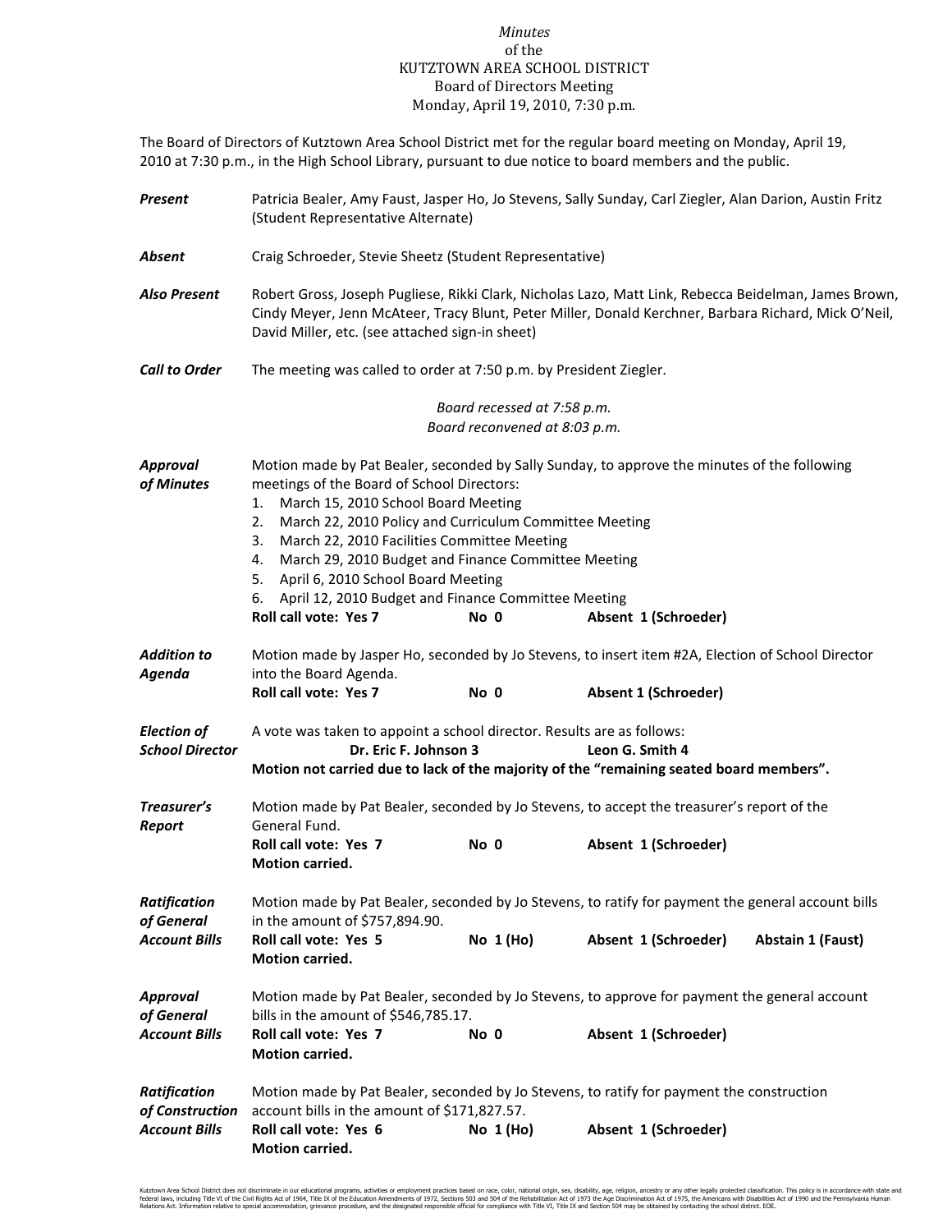*Minutes*
of the
KUTZTOWN AREA SCHOOL DISTRICT
Board of Directors Meeting
Monday, April 19, 2010, 7:30 p.m.

The Board of Directors of Kutztown Area School District met for the regular board meeting on Monday, April 19, 2010 at 7:30 p.m., in the High School Library, pursuant to due notice to board members and the public.

***Present*** Patricia Bealer, Amy Faust, Jasper Ho, Jo Stevens, Sally Sunday, Carl Ziegler, Alan Darion, Austin Fritz (Student Representative Alternate)

***Absent*** Craig Schroeder, Stevie Sheetz (Student Representative)

***Also Present*** Robert Gross, Joseph Pugliese, Rikki Clark, Nicholas Lazo, Matt Link, Rebecca Beidelman, James Brown, Cindy Meyer, Jenn McAteer, Tracy Blunt, Peter Miller, Donald Kerchner, Barbara Richard, Mick O'Neil, David Miller, etc. (see attached sign-in sheet)

***Call to Order*** The meeting was called to order at 7:50 p.m. by President Ziegler.

*Board recessed at 7:58 p.m.*
*Board reconvened at 8:03 p.m.*

***Approval of Minutes*** Motion made by Pat Bealer, seconded by Sally Sunday, to approve the minutes of the following meetings of the Board of School Directors:

1. March 15, 2010 School Board Meeting
2. March 22, 2010 Policy and Curriculum Committee Meeting
3. March 22, 2010 Facilities Committee Meeting
4. March 29, 2010 Budget and Finance Committee Meeting
5. April 6, 2010 School Board Meeting
6. April 12, 2010 Budget and Finance Committee Meeting

**Roll call vote: Yes 7 No 0 Absent 1 (Schroeder)**

***Addition to Agenda*** Motion made by Jasper Ho, seconded by Jo Stevens, to insert item #2A, Election of School Director into the Board Agenda.
**Roll call vote: Yes 7 No 0 Absent 1 (Schroeder)**

***Election of School Director*** A vote was taken to appoint a school director. Results are as follows:
**Dr. Eric F. Johnson 3 Leon G. Smith 4**
**Motion not carried due to lack of the majority of the "remaining seated board members".**

***Treasurer's Report*** Motion made by Pat Bealer, seconded by Jo Stevens, to accept the treasurer's report of the General Fund.
**Roll call vote: Yes 7 No 0 Absent 1 (Schroeder)**
**Motion carried.**

***Ratification of General Account Bills*** Motion made by Pat Bealer, seconded by Jo Stevens, to ratify for payment the general account bills in the amount of $757,894.90.
**Roll call vote: Yes 5 No 1 (Ho) Absent 1 (Schroeder) Abstain 1 (Faust)**
**Motion carried.**

***Approval of General Account Bills*** Motion made by Pat Bealer, seconded by Jo Stevens, to approve for payment the general account bills in the amount of $546,785.17.
**Roll call vote: Yes 7 No 0 Absent 1 (Schroeder)**
**Motion carried.**

***Ratification of Construction Account Bills*** Motion made by Pat Bealer, seconded by Jo Stevens, to ratify for payment the construction account bills in the amount of $171,827.57.
**Roll call vote: Yes 6 No 1 (Ho) Absent 1 (Schroeder)**
**Motion carried.**

Kutztown Area School District does not discriminate in our educational programs, activities or employment practices based on race, color, national origin, sex, disability, age, religion, ancestry or any other legally protected classification. This policy is in accordance with state and federal laws, including Title VI of the Civil Rights Act of 1964, Title IX of the Education Amendments of 1972, Sections 503 and 504 of the Rehabilitation Act of 1973 the Age Discrimination Act of 1975, the Americans with Disabilities Act of 1990 and the Pennsylvania Human Relations Act. Information relative to special accommodation, grievance procedure, and the designated responsible official for compliance with Title VI, Title IX and Section 504 may be obtained by contacting the school district. EOE.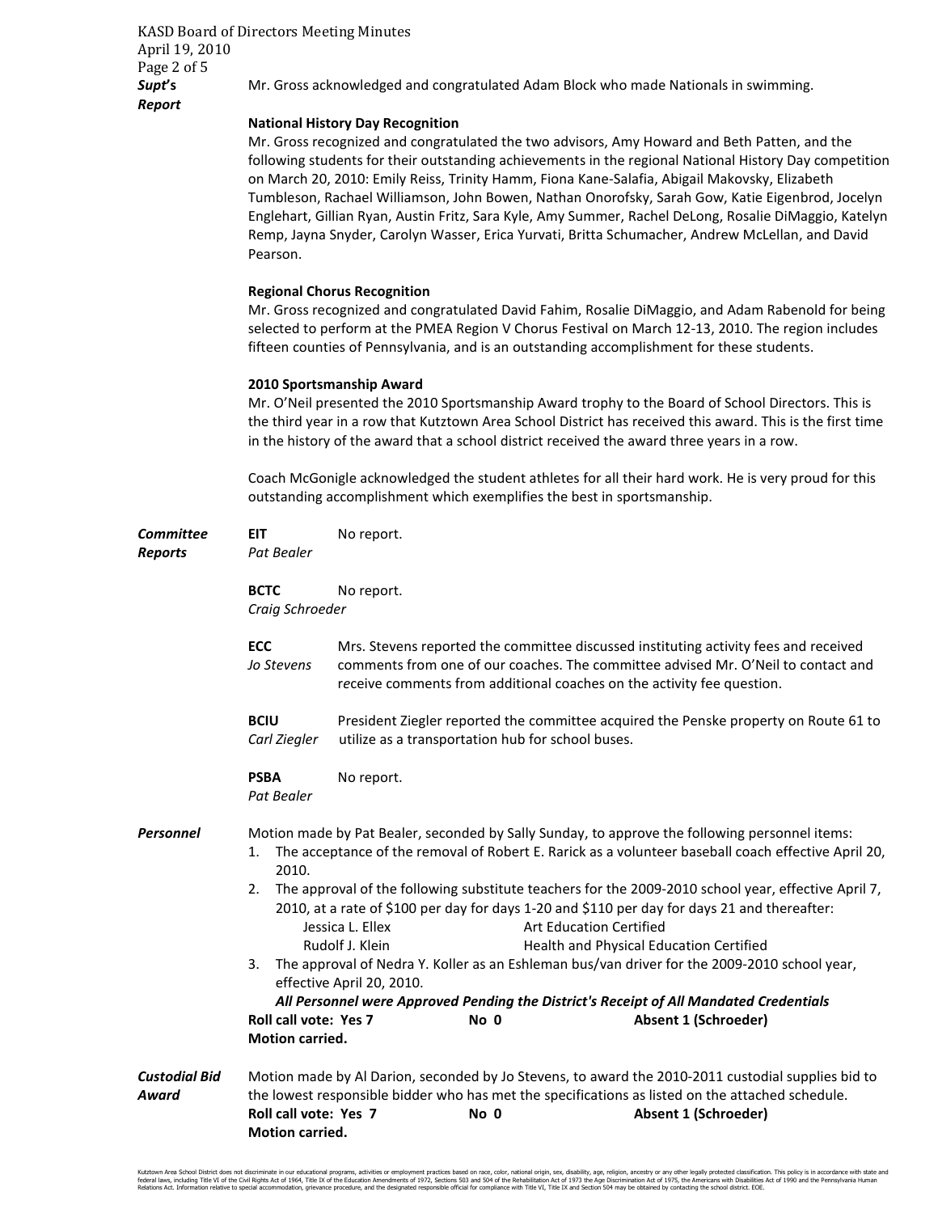***Supt's Report***

Mr. Gross acknowledged and congratulated Adam Block who made Nationals in swimming.

**National History Day Recognition**

Mr. Gross recognized and congratulated the two advisors, Amy Howard and Beth Patten, and the following students for their outstanding achievements in the regional National History Day competition on March 20, 2010: Emily Reiss, Trinity Hamm, Fiona Kane-Salafia, Abigail Makovsky, Elizabeth Tumbleson, Rachael Williamson, John Bowen, Nathan Onorofsky, Sarah Gow, Katie Eigenbrod, Jocelyn Englehart, Gillian Ryan, Austin Fritz, Sara Kyle, Amy Summer, Rachel DeLong, Rosalie DiMaggio, Katelyn Remp, Jayna Snyder, Carolyn Wasser, Erica Yurvati, Britta Schumacher, Andrew McLellan, and David Pearson.

**Regional Chorus Recognition**

Mr. Gross recognized and congratulated David Fahim, Rosalie DiMaggio, and Adam Rabenold for being selected to perform at the PMEA Region V Chorus Festival on March 12-13, 2010. The region includes fifteen counties of Pennsylvania, and is an outstanding accomplishment for these students.

**2010 Sportsmanship Award**

Mr. O'Neil presented the 2010 Sportsmanship Award trophy to the Board of School Directors. This is the third year in a row that Kutztown Area School District has received this award. This is the first time in the history of the award that a school district received the award three years in a row.

Coach McGonigle acknowledged the student athletes for all their hard work. He is very proud for this outstanding accomplishment which exemplifies the best in sportsmanship.

***Committee Reports***

**EIT** *Pat Bealer* — No report.

**BCTC** *Craig Schroeder* — No report.

**ECC** *Jo Stevens* — Mrs. Stevens reported the committee discussed instituting activity fees and received comments from one of our coaches. The committee advised Mr. O'Neil to contact and receive comments from additional coaches on the activity fee question.

**BCIU** *Carl Ziegler* — President Ziegler reported the committee acquired the Penske property on Route 61 to utilize as a transportation hub for school buses.

**PSBA** *Pat Bealer* — No report.

***Personnel***

Motion made by Pat Bealer, seconded by Sally Sunday, to approve the following personnel items:

1. The acceptance of the removal of Robert E. Rarick as a volunteer baseball coach effective April 20, 2010.
2. The approval of the following substitute teachers for the 2009-2010 school year, effective April 7, 2010, at a rate of $100 per day for days 1-20 and $110 per day for days 21 and thereafter:
   - Jessica L. Ellex — Art Education Certified
   - Rudolf J. Klein — Health and Physical Education Certified
3. The approval of Nedra Y. Koller as an Eshleman bus/van driver for the 2009-2010 school year, effective April 20, 2010.

***All Personnel were Approved Pending the District's Receipt of All Mandated Credentials***

**Roll call vote: Yes 7 No 0 Absent 1 (Schroeder)**
**Motion carried.**

***Custodial Bid Award***

Motion made by Al Darion, seconded by Jo Stevens, to award the 2010-2011 custodial supplies bid to the lowest responsible bidder who has met the specifications as listed on the attached schedule.

**Roll call vote: Yes 7 No 0 Absent 1 (Schroeder)**
**Motion carried.**

Kutztown Area School District does not discriminate in our educational programs, activities or employment practices based on race, color, national origin, sex, disability, age, religion, ancestry or any other legally protected classification. This policy is in accordance with state and federal laws, including Title VI of the Civil Rights Act of 1964, Title IX of the Education Amendments of 1972, Sections 503 and 504 of the Rehabilitation Act of 1973 the Age Discrimination Act of 1975, the Americans with Disabilities Act of 1990 and the Pennsylvania Human Relations Act. Information relative to special accommodation, grievance procedure, and the designated responsible official for compliance with Title VI, Title IX and Section 504 may be obtained by contacting the school district. EOE.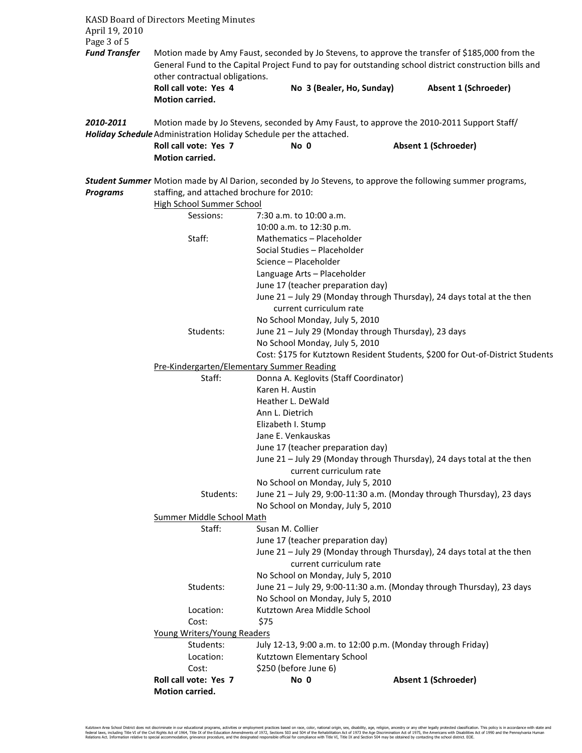***Fund Transfer*** Motion made by Amy Faust, seconded by Jo Stevens, to approve the transfer of $185,000 from the General Fund to the Capital Project Fund to pay for outstanding school district construction bills and other contractual obligations.

**Roll call vote: Yes 4 — No 3 (Bealer, Ho, Sunday) — Absent 1 (Schroeder)**
**Motion carried.**

***2010-2011 Holiday Schedule*** Motion made by Jo Stevens, seconded by Amy Faust, to approve the 2010-2011 Support Staff/ Administration Holiday Schedule per the attached.

**Roll call vote: Yes 7 — No 0 — Absent 1 (Schroeder)**
**Motion carried.**

***Student Summer Programs*** Motion made by Al Darion, seconded by Jo Stevens, to approve the following summer programs, staffing, and attached brochure for 2010:

High School Summer School

- Sessions:
  - 7:30 a.m. to 10:00 a.m.
  - 10:00 a.m. to 12:30 p.m.
- Staff:
  - Mathematics – Placeholder
  - Social Studies – Placeholder
  - Science – Placeholder
  - Language Arts – Placeholder
  - June 17 (teacher preparation day)
  - June 21 – July 29 (Monday through Thursday), 24 days total at the then current curriculum rate
  - No School Monday, July 5, 2010
- Students:
  - June 21 – July 29 (Monday through Thursday), 23 days
  - No School Monday, July 5, 2010
  - Cost: $175 for Kutztown Resident Students, $200 for Out-of-District Students

Pre-Kindergarten/Elementary Summer Reading

- Staff:
  - Donna A. Keglovits (Staff Coordinator)
  - Karen H. Austin
  - Heather L. DeWald
  - Ann L. Dietrich
  - Elizabeth I. Stump
  - Jane E. Venkauskas
  - June 17 (teacher preparation day)
  - June 21 – July 29 (Monday through Thursday), 24 days total at the then current curriculum rate
  - No School on Monday, July 5, 2010
- Students:
  - June 21 – July 29, 9:00-11:30 a.m. (Monday through Thursday), 23 days
  - No School on Monday, July 5, 2010

Summer Middle School Math

- Staff:
  - Susan M. Collier
  - June 17 (teacher preparation day)
  - June 21 – July 29 (Monday through Thursday), 24 days total at the then current curriculum rate
  - No School on Monday, July 5, 2010
- Students:
  - June 21 – July 29, 9:00-11:30 a.m. (Monday through Thursday), 23 days
  - No School on Monday, July 5, 2010
- Location: Kutztown Area Middle School
- Cost: $75

Young Writers/Young Readers

- Students: July 12-13, 9:00 a.m. to 12:00 p.m. (Monday through Friday)
- Location: Kutztown Elementary School
- Cost: $250 (before June 6)

**Roll call vote: Yes 7 — No 0 — Absent 1 (Schroeder)**
**Motion carried.**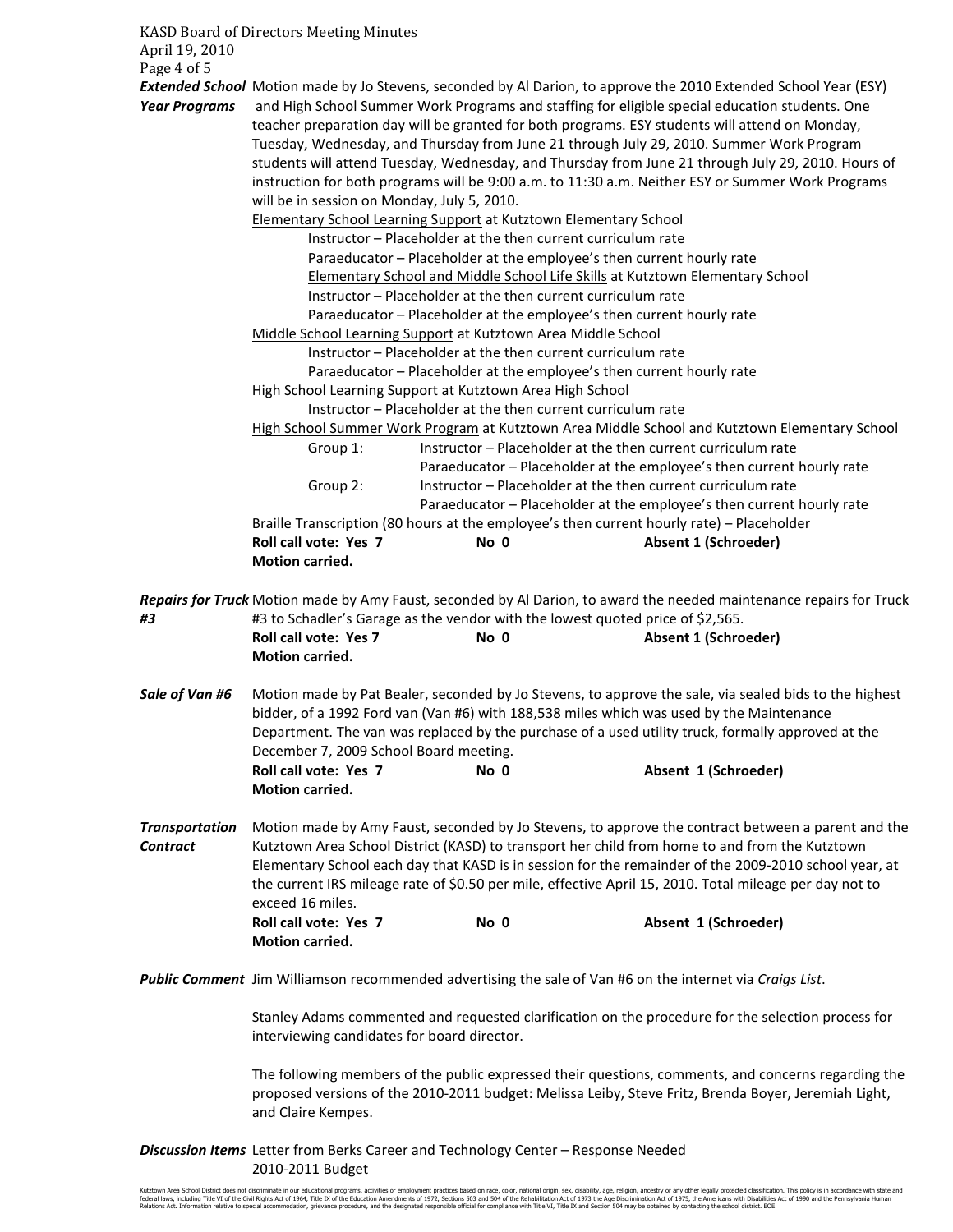***Extended School Year Programs*** Motion made by Jo Stevens, seconded by Al Darion, to approve the 2010 Extended School Year (ESY) and High School Summer Work Programs and staffing for eligible special education students. One teacher preparation day will be granted for both programs. ESY students will attend on Monday, Tuesday, Wednesday, and Thursday from June 21 through July 29, 2010. Summer Work Program students will attend Tuesday, Wednesday, and Thursday from June 21 through July 29, 2010. Hours of instruction for both programs will be 9:00 a.m. to 11:30 a.m. Neither ESY or Summer Work Programs will be in session on Monday, July 5, 2010.

<u>Elementary School Learning Support</u> at Kutztown Elementary School

- Instructor – Placeholder at the then current curriculum rate
- Paraeducator – Placeholder at the employee's then current hourly rate

<u>Elementary School and Middle School Life Skills</u> at Kutztown Elementary School

- Instructor – Placeholder at the then current curriculum rate
- Paraeducator – Placeholder at the employee's then current hourly rate

<u>Middle School Learning Support</u> at Kutztown Area Middle School

- Instructor – Placeholder at the then current curriculum rate
- Paraeducator – Placeholder at the employee's then current hourly rate

<u>High School Learning Support</u> at Kutztown Area High School

- Instructor – Placeholder at the then current curriculum rate

<u>High School Summer Work Program</u> at Kutztown Area Middle School and Kutztown Elementary School

- Group 1:
  - Instructor – Placeholder at the then current curriculum rate
  - Paraeducator – Placeholder at the employee's then current hourly rate
- Group 2:
  - Instructor – Placeholder at the then current curriculum rate
  - Paraeducator – Placeholder at the employee's then current hourly rate

<u>Braille Transcription</u> (80 hours at the employee's then current hourly rate) – Placeholder

**Roll call vote: Yes 7 No 0 Absent 1 (Schroeder)**
**Motion carried.**

***Repairs for Truck #3*** Motion made by Amy Faust, seconded by Al Darion, to award the needed maintenance repairs for Truck #3 to Schadler's Garage as the vendor with the lowest quoted price of $2,565.

**Roll call vote: Yes 7 No 0 Absent 1 (Schroeder)**
**Motion carried.**

***Sale of Van #6*** Motion made by Pat Bealer, seconded by Jo Stevens, to approve the sale, via sealed bids to the highest bidder, of a 1992 Ford van (Van #6) with 188,538 miles which was used by the Maintenance Department. The van was replaced by the purchase of a used utility truck, formally approved at the December 7, 2009 School Board meeting.

**Roll call vote: Yes 7 No 0 Absent 1 (Schroeder)**
**Motion carried.**

***Transportation Contract*** Motion made by Amy Faust, seconded by Jo Stevens, to approve the contract between a parent and the Kutztown Area School District (KASD) to transport her child from home to and from the Kutztown Elementary School each day that KASD is in session for the remainder of the 2009-2010 school year, at the current IRS mileage rate of $0.50 per mile, effective April 15, 2010. Total mileage per day not to exceed 16 miles.

**Roll call vote: Yes 7 No 0 Absent 1 (Schroeder)**
**Motion carried.**

***Public Comment*** Jim Williamson recommended advertising the sale of Van #6 on the internet via *Craigs List*.

Stanley Adams commented and requested clarification on the procedure for the selection process for interviewing candidates for board director.

The following members of the public expressed their questions, comments, and concerns regarding the proposed versions of the 2010-2011 budget: Melissa Leiby, Steve Fritz, Brenda Boyer, Jeremiah Light, and Claire Kempes.

***Discussion Items*** Letter from Berks Career and Technology Center – Response Needed
2010-2011 Budget

Kutztown Area School District does not discriminate in our educational programs, activities or employment practices based on race, color, national origin, sex, disability, age, religion, ancestry or any other legally protected classification. This policy is in accordance with state and federal laws, including Title VI of the Civil Rights Act of 1964, Title IX of the Education Amendments of 1972, Sections 503 and 504 of the Rehabilitation Act of 1973 the Age Discrimination Act of 1975, the Americans with Disabilities Act of 1990 and the Pennsylvania Human Relations Act. Information relative to special accommodation, grievance procedure, and the designated responsible official for compliance with Title VI, Title IX and Section 504 may be obtained by contacting the school district. EOE.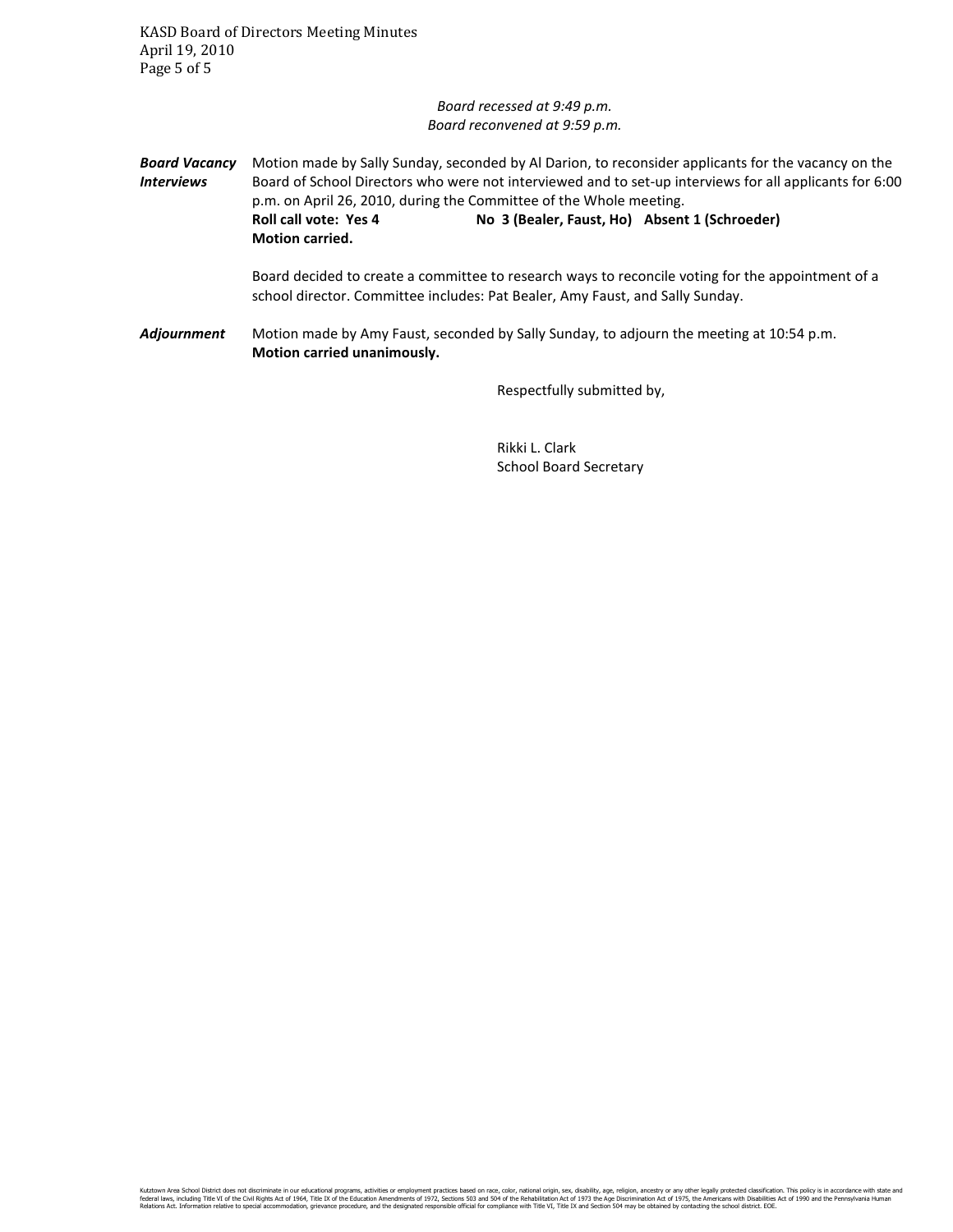*Board recessed at 9:49 p.m.*
*Board reconvened at 9:59 p.m.*

***Board Vacancy Interviews*** Motion made by Sally Sunday, seconded by Al Darion, to reconsider applicants for the vacancy on the Board of School Directors who were not interviewed and to set-up interviews for all applicants for 6:00 p.m. on April 26, 2010, during the Committee of the Whole meeting.
**Roll call vote: Yes 4 No 3 (Bealer, Faust, Ho) Absent 1 (Schroeder)**
**Motion carried.**

Board decided to create a committee to research ways to reconcile voting for the appointment of a school director. Committee includes: Pat Bealer, Amy Faust, and Sally Sunday.

***Adjournment*** Motion made by Amy Faust, seconded by Sally Sunday, to adjourn the meeting at 10:54 p.m.
**Motion carried unanimously.**

Respectfully submitted by,

Rikki L. Clark
School Board Secretary

Kutztown Area School District does not discriminate in our educational programs, activities or employment practices based on race, color, national origin, sex, disability, age, religion, ancestry or any other legally protected classification. This policy is in accordance with state and federal laws, including Title VI of the Civil Rights Act of 1964, Title IX of the Education Amendments of 1972, Sections 503 and 504 of the Rehabilitation Act of 1973 the Age Discrimination Act of 1975, the Americans with Disabilities Act of 1990 and the Pennsylvania Human Relations Act. Information relative to special accommodation, grievance procedure, and the designated responsible official for compliance with Title VI, Title IX and Section 504 may be obtained by contacting the school district. EOE.